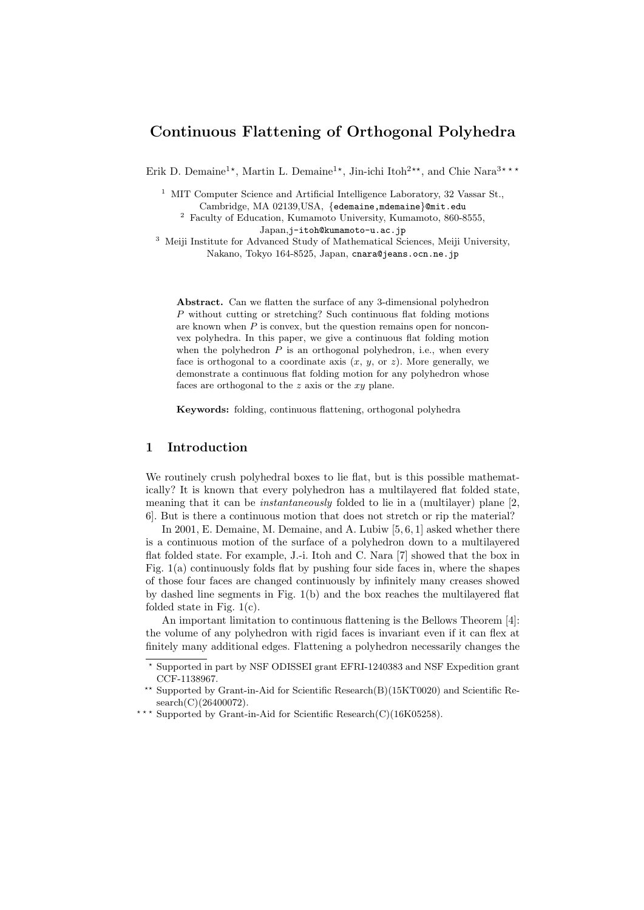# Continuous Flattening of Orthogonal Polyhedra

Erik D. Demaine[1*], Martin L. Demaine[1*], Jin-ichi Itoh[2**], and Chie Nara[3***]

[1] MIT Computer Science and Artificial Intelligence Laboratory, 32 Vassar St., Cambridge, MA 02139,USA, {edemaine,mdemaine}@mit.edu

[2] Faculty of Education, Kumamoto University, Kumamoto, 860-8555, Japan,j-itoh@kumamoto-u.ac.jp

[3] Meiji Institute for Advanced Study of Mathematical Sciences, Meiji University, Nakano, Tokyo 164-8525, Japan, cnara@jeans.ocn.ne.jp

**Abstract.** Can we flatten the surface of any 3-dimensional polyhedron $P$ without cutting or stretching? Such continuous flat folding motions are known when $P$ is convex, but the question remains open for nonconvex polyhedra. In this paper, we give a continuous flat folding motion when the polyhedron $P$ is an orthogonal polyhedron, i.e., when every face is orthogonal to a coordinate axis ($x$, $y$, or $z$). More generally, we demonstrate a continuous flat folding motion for any polyhedron whose faces are orthogonal to the $z$ axis or the $xy$ plane.

**Keywords:** folding, continuous flattening, orthogonal polyhedra

## 1 Introduction

We routinely crush polyhedral boxes to lie flat, but is this possible mathematically? It is known that every polyhedron has a multilayered flat folded state, meaning that it can be *instantaneously* folded to lie in a (multilayer) plane [2, 6]. But is there a continuous motion that does not stretch or rip the material?

In 2001, E. Demaine, M. Demaine, and A. Lubiw [5, 6, 1] asked whether there is a continuous motion of the surface of a polyhedron down to a multilayered flat folded state. For example, J.-i. Itoh and C. Nara [7] showed that the box in Fig. 1(a) continuously folds flat by pushing four side faces in, where the shapes of those four faces are changed continuously by infinitely many creases showed by dashed line segments in Fig. 1(b) and the box reaches the multilayered flat folded state in Fig. 1(c).

An important limitation to continuous flattening is the Bellows Theorem [4]: the volume of any polyhedron with rigid faces is invariant even if it can flex at finitely many additional edges. Flattening a polyhedron necessarily changes the

---

* Supported in part by NSF ODISSEI grant EFRI-1240383 and NSF Expedition grant CCF-1138967.

** Supported by Grant-in-Aid for Scientific Research(B)(15KT0020) and Scientific Research(C)(26400072).

*** Supported by Grant-in-Aid for Scientific Research(C)(16K05258).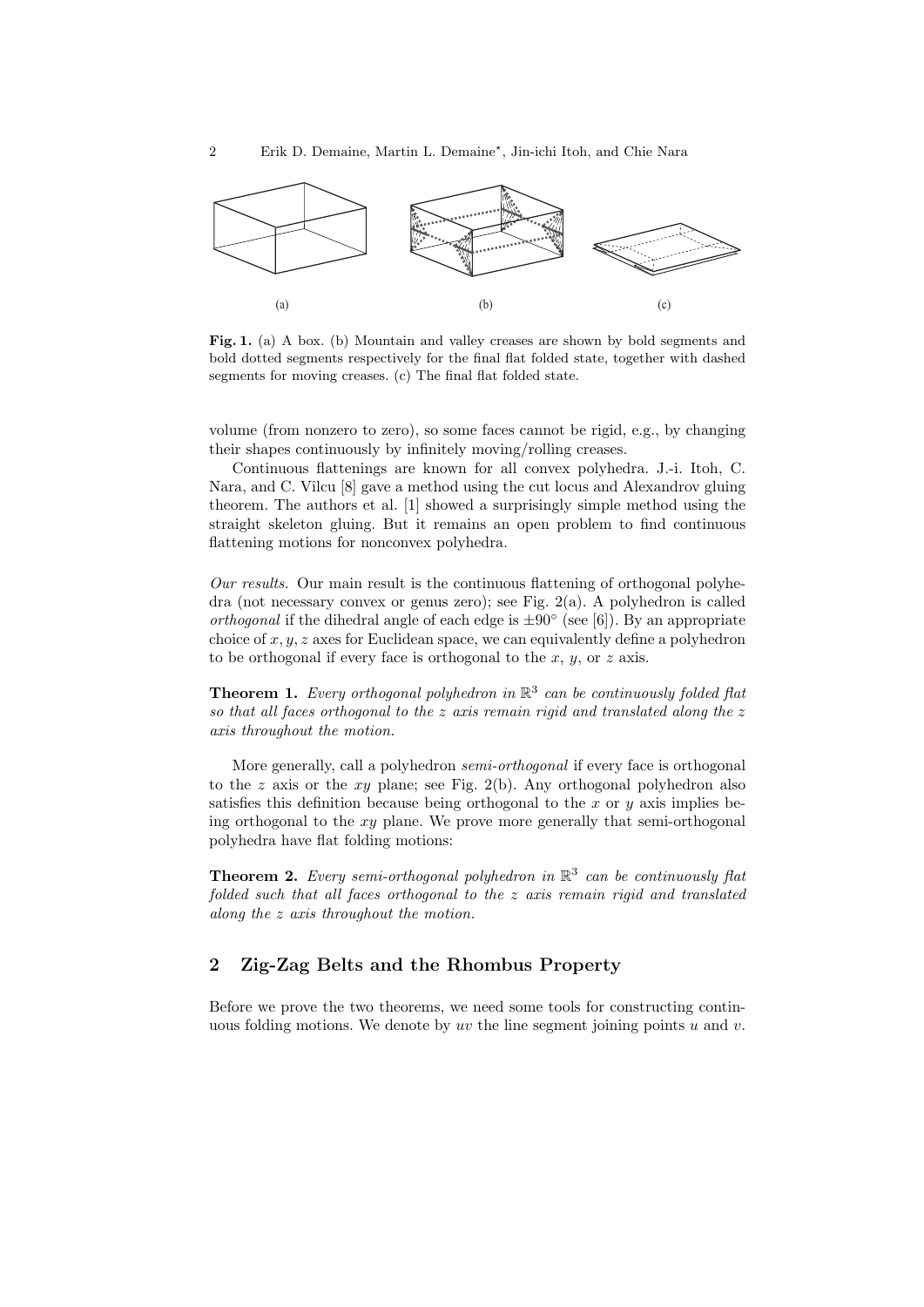(a) (b) (c)

**Fig. 1.** (a) A box. (b) Mountain and valley creases are shown by bold segments and bold dotted segments respectively for the final flat folded state, together with dashed segments for moving creases. (c) The final flat folded state.

volume (from nonzero to zero), so some faces cannot be rigid, e.g., by changing their shapes continuously by infinitely moving/rolling creases.

Continuous flattenings are known for all convex polyhedra. J.-i. Itoh, C. Nara, and C. Vîlcu [8] gave a method using the cut locus and Alexandrov gluing theorem. The authors et al. [1] showed a surprisingly simple method using the straight skeleton gluing. But it remains an open problem to find continuous flattening motions for nonconvex polyhedra.

*Our results.* Our main result is the continuous flattening of orthogonal polyhedra (not necessary convex or genus zero); see Fig. 2(a). A polyhedron is called *orthogonal* if the dihedral angle of each edge is $\pm 90°$ (see [6]). By an appropriate choice of $x, y, z$ axes for Euclidean space, we can equivalently define a polyhedron to be orthogonal if every face is orthogonal to the $x$, $y$, or $z$ axis.

**Theorem 1.** *Every orthogonal polyhedron in $\mathbb{R}^3$ can be continuously folded flat so that all faces orthogonal to the $z$ axis remain rigid and translated along the $z$ axis throughout the motion.*

More generally, call a polyhedron *semi-orthogonal* if every face is orthogonal to the $z$ axis or the $xy$ plane; see Fig. 2(b). Any orthogonal polyhedron also satisfies this definition because being orthogonal to the $x$ or $y$ axis implies being orthogonal to the $xy$ plane. We prove more generally that semi-orthogonal polyhedra have flat folding motions:

**Theorem 2.** *Every semi-orthogonal polyhedron in $\mathbb{R}^3$ can be continuously flat folded such that all faces orthogonal to the $z$ axis remain rigid and translated along the $z$ axis throughout the motion.*

## 2 Zig-Zag Belts and the Rhombus Property

Before we prove the two theorems, we need some tools for constructing continuous folding motions. We denote by $uv$ the line segment joining points $u$ and $v$.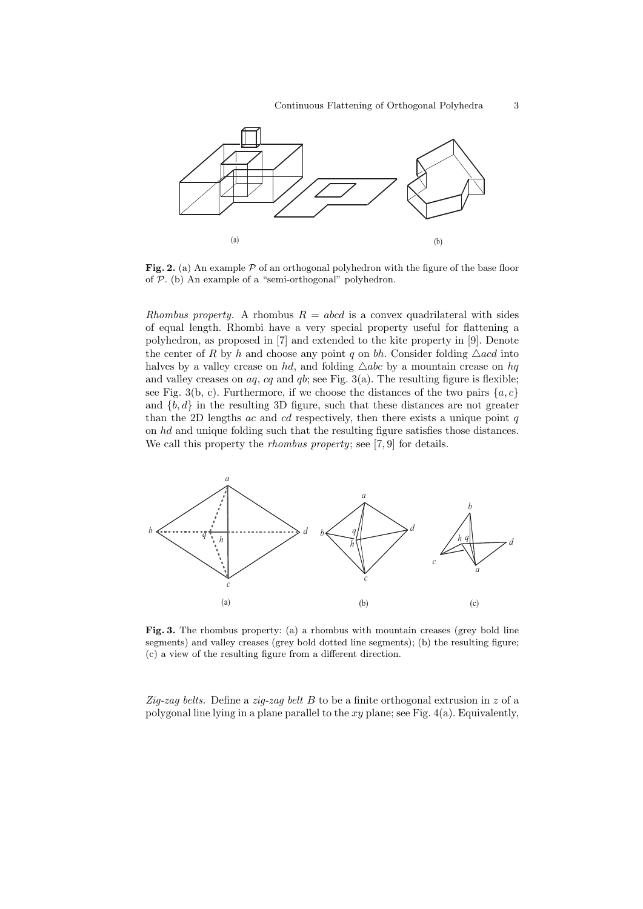**Fig. 2.** (a) An example $\mathcal{P}$ of an orthogonal polyhedron with the figure of the base floor of $\mathcal{P}$. (b) An example of a "semi-orthogonal" polyhedron.

*Rhombus property.* A rhombus $R = abcd$ is a convex quadrilateral with sides of equal length. Rhombi have a very special property useful for flattening a polyhedron, as proposed in [7] and extended to the kite property in [9]. Denote the center of $R$ by $h$ and choose any point $q$ on $bh$. Consider folding $\triangle acd$ into halves by a valley crease on $hd$, and folding $\triangle abc$ by a mountain crease on $hq$ and valley creases on $aq$, $cq$ and $qb$; see Fig. 3(a). The resulting figure is flexible; see Fig. 3(b, c). Furthermore, if we choose the distances of the two pairs $\{a, c\}$ and $\{b, d\}$ in the resulting 3D figure, such that these distances are not greater than the 2D lengths $ac$ and $cd$ respectively, then there exists a unique point $q$ on $hd$ and unique folding such that the resulting figure satisfies those distances. We call this property the *rhombus property*; see [7, 9] for details.

**Fig. 3.** The rhombus property: (a) a rhombus with mountain creases (grey bold line segments) and valley creases (grey bold dotted line segments); (b) the resulting figure; (c) a view of the resulting figure from a different direction.

*Zig-zag belts.* Define a *zig-zag belt* $B$ to be a finite orthogonal extrusion in $z$ of a polygonal line lying in a plane parallel to the $xy$ plane; see Fig. 4(a). Equivalently,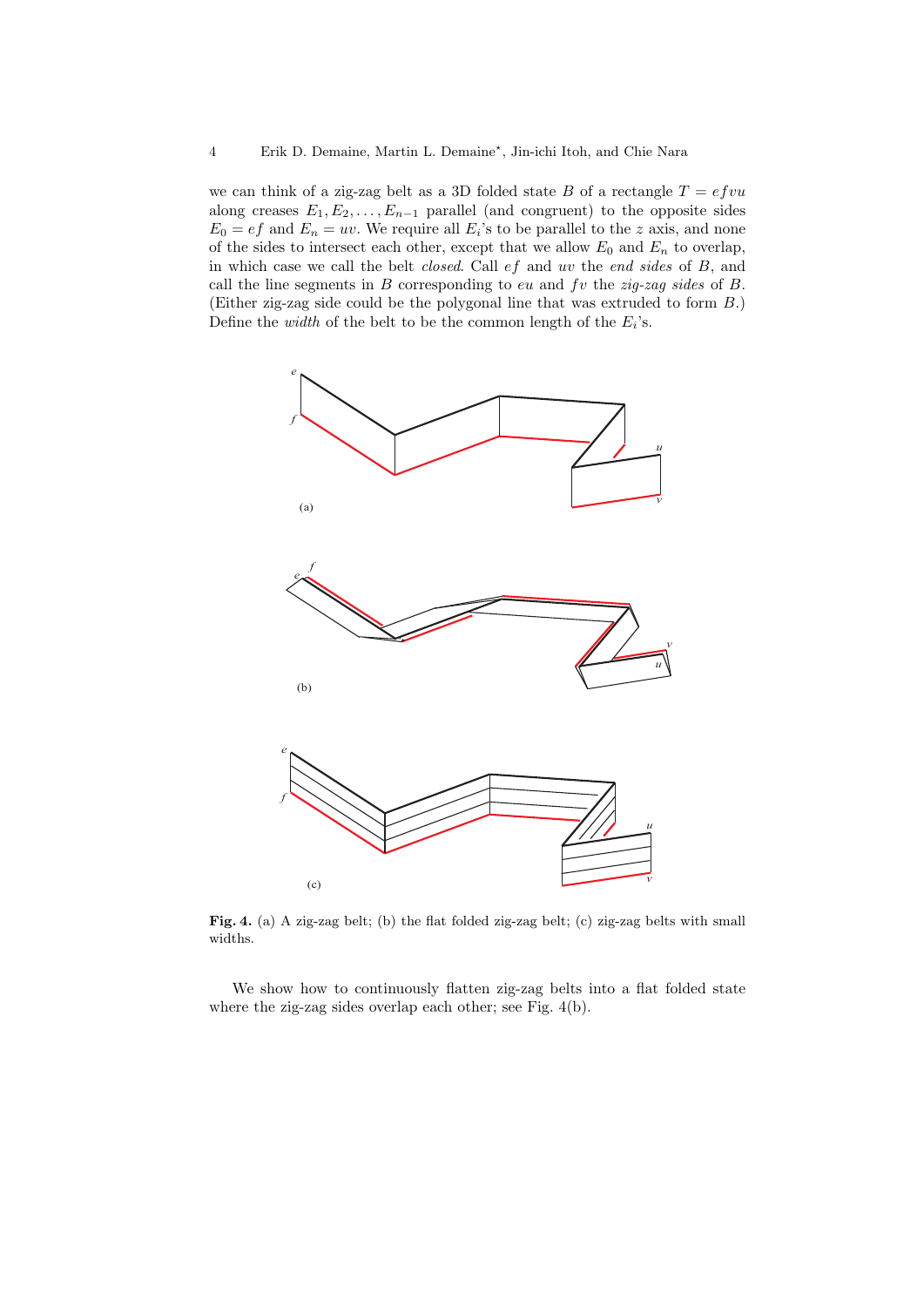we can think of a zig-zag belt as a 3D folded state $B$ of a rectangle $T = efvu$ along creases $E_1, E_2, \ldots, E_{n-1}$ parallel (and congruent) to the opposite sides $E_0 = ef$ and $E_n = uv$. We require all $E_i$'s to be parallel to the $z$ axis, and none of the sides to intersect each other, except that we allow $E_0$ and $E_n$ to overlap, in which case we call the belt *closed*. Call $ef$ and $uv$ the *end sides* of $B$, and call the line segments in $B$ corresponding to $eu$ and $fv$ the *zig-zag sides* of $B$. (Either zig-zag side could be the polygonal line that was extruded to form $B$.) Define the *width* of the belt to be the common length of the $E_i$'s.

**Fig. 4.** (a) A zig-zag belt; (b) the flat folded zig-zag belt; (c) zig-zag belts with small widths.

We show how to continuously flatten zig-zag belts into a flat folded state where the zig-zag sides overlap each other; see Fig. 4(b).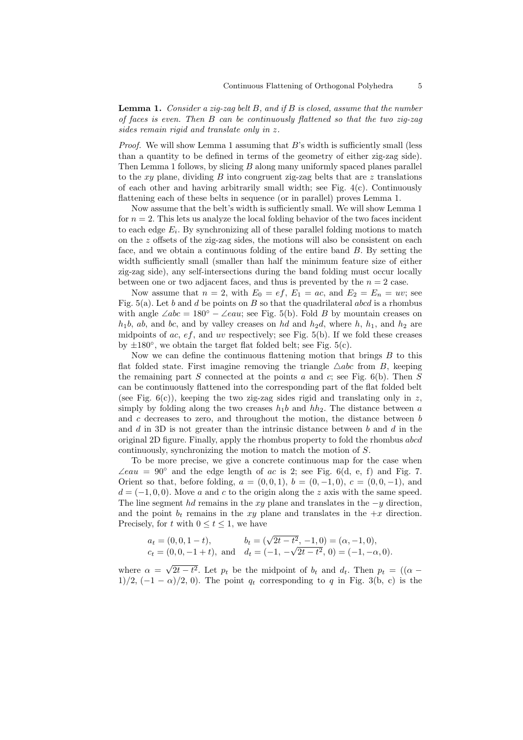**Lemma 1.** *Consider a zig-zag belt $B$, and if $B$ is closed, assume that the number of faces is even. Then $B$ can be continuously flattened so that the two zig-zag sides remain rigid and translate only in $z$.*

*Proof.* We will show Lemma 1 assuming that $B$'s width is sufficiently small (less than a quantity to be defined in terms of the geometry of either zig-zag side). Then Lemma 1 follows, by slicing $B$ along many uniformly spaced planes parallel to the $xy$ plane, dividing $B$ into congruent zig-zag belts that are $z$ translations of each other and having arbitrarily small width; see Fig. 4(c). Continuously flattening each of these belts in sequence (or in parallel) proves Lemma 1.

Now assume that the belt's width is sufficiently small. We will show Lemma 1 for $n = 2$. This lets us analyze the local folding behavior of the two faces incident to each edge $E_i$. By synchronizing all of these parallel folding motions to match on the $z$ offsets of the zig-zag sides, the motions will also be consistent on each face, and we obtain a continuous folding of the entire band $B$. By setting the width sufficiently small (smaller than half the minimum feature size of either zig-zag side), any self-intersections during the band folding must occur locally between one or two adjacent faces, and thus is prevented by the $n = 2$ case.

Now assume that $n = 2$, with $E_0 = ef$, $E_1 = ac$, and $E_2 = E_n = uv$; see Fig. 5(a). Let $b$ and $d$ be points on $B$ so that the quadrilateral $abcd$ is a rhombus with angle $\angle abc = 180^\circ - \angle eau$; see Fig. 5(b). Fold $B$ by mountain creases on $h_1b$, $ab$, and $bc$, and by valley creases on $hd$ and $h_2d$, where $h$, $h_1$, and $h_2$ are midpoints of $ac$, $ef$, and $uv$ respectively; see Fig. 5(b). If we fold these creases by $\pm 180^\circ$, we obtain the target flat folded belt; see Fig. 5(c).

Now we can define the continuous flattening motion that brings $B$ to this flat folded state. First imagine removing the triangle $\triangle abc$ from $B$, keeping the remaining part $S$ connected at the points $a$ and $c$; see Fig. 6(b). Then $S$ can be continuously flattened into the corresponding part of the flat folded belt (see Fig. 6(c)), keeping the two zig-zag sides rigid and translating only in $z$, simply by folding along the two creases $h_1b$ and $hh_2$. The distance between $a$ and $c$ decreases to zero, and throughout the motion, the distance between $b$ and $d$ in 3D is not greater than the intrinsic distance between $b$ and $d$ in the original 2D figure. Finally, apply the rhombus property to fold the rhombus $abcd$ continuously, synchronizing the motion to match the motion of $S$.

To be more precise, we give a concrete continuous map for the case when $\angle eau = 90^\circ$ and the edge length of $ac$ is 2; see Fig. 6(d, e, f) and Fig. 7. Orient so that, before folding, $a = (0, 0, 1)$, $b = (0, -1, 0)$, $c = (0, 0, -1)$, and $d = (-1, 0, 0)$. Move $a$ and $c$ to the origin along the $z$ axis with the same speed. The line segment $hd$ remains in the $xy$ plane and translates in the $-y$ direction, and the point $b_t$ remains in the $xy$ plane and translates in the $+x$ direction. Precisely, for $t$ with $0 \le t \le 1$, we have

$$a_t = (0, 0, 1 - t), \qquad b_t = (\sqrt{2t - t^2}, -1, 0) = (\alpha, -1, 0),$$
$$c_t = (0, 0, -1 + t), \text{ and } \quad d_t = (-1, -\sqrt{2t - t^2}, 0) = (-1, -\alpha, 0).$$

where $\alpha = \sqrt{2t - t^2}$. Let $p_t$ be the midpoint of $b_t$ and $d_t$. Then $p_t = ((\alpha - 1)/2, (-1 - \alpha)/2, 0)$. The point $q_t$ corresponding to $q$ in Fig. 3(b, c) is the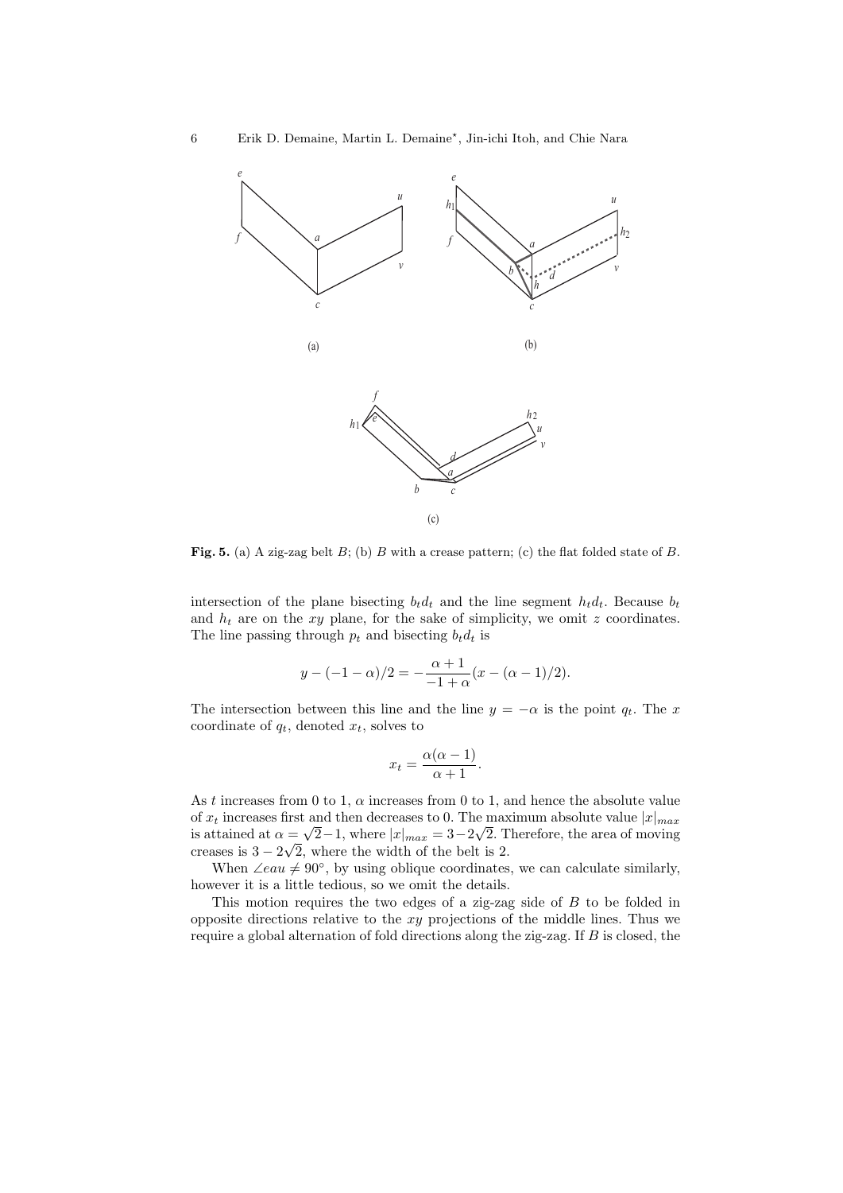**Fig. 5.** (a) A zig-zag belt $B$; (b) $B$ with a crease pattern; (c) the flat folded state of $B$.

intersection of the plane bisecting $b_t d_t$ and the line segment $h_t d_t$. Because $b_t$ and $h_t$ are on the $xy$ plane, for the sake of simplicity, we omit $z$ coordinates. The line passing through $p_t$ and bisecting $b_t d_t$ is

$$y - (-1-\alpha)/2 = -\frac{\alpha+1}{-1+\alpha}(x - (\alpha-1)/2).$$

The intersection between this line and the line $y = -\alpha$ is the point $q_t$. The $x$ coordinate of $q_t$, denoted $x_t$, solves to

$$x_t = \frac{\alpha(\alpha-1)}{\alpha+1}.$$

As $t$ increases from 0 to 1, $\alpha$ increases from 0 to 1, and hence the absolute value of $x_t$ increases first and then decreases to 0. The maximum absolute value $|x|_{max}$ is attained at $\alpha = \sqrt{2}-1$, where $|x|_{max} = 3-2\sqrt{2}$. Therefore, the area of moving creases is $3-2\sqrt{2}$, where the width of the belt is 2.

When $\angle eau \neq 90°$, by using oblique coordinates, we can calculate similarly, however it is a little tedious, so we omit the details.

This motion requires the two edges of a zig-zag side of $B$ to be folded in opposite directions relative to the $xy$ projections of the middle lines. Thus we require a global alternation of fold directions along the zig-zag. If $B$ is closed, the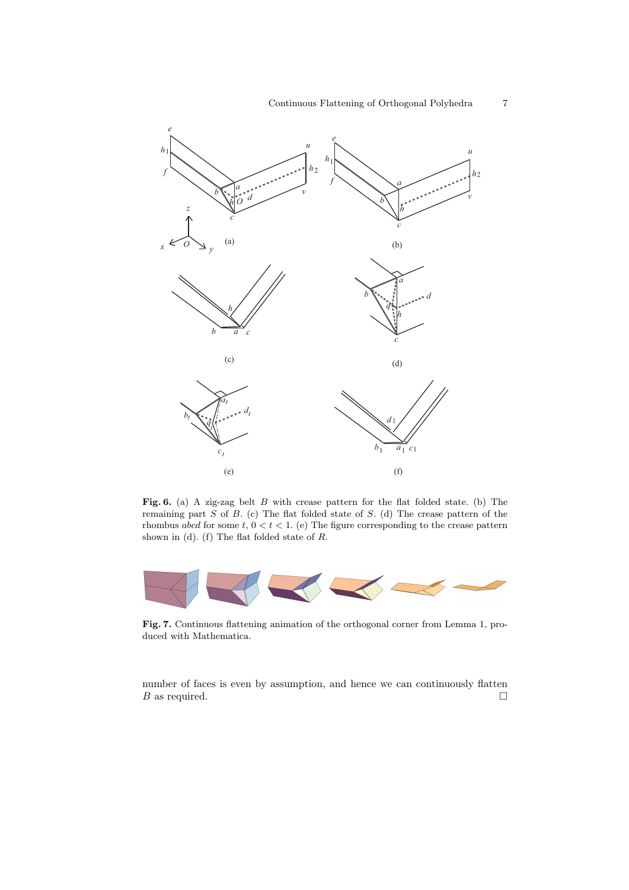**Fig. 6.** (a) A zig-zag belt $B$ with crease pattern for the flat folded state. (b) The remaining part $S$ of $B$. (c) The flat folded state of $S$. (d) The crease pattern of the rhombus $abcd$ for some $t$, $0 < t < 1$. (e) The figure corresponding to the crease pattern shown in (d). (f) The flat folded state of $R$.

**Fig. 7.** Continuous flattening animation of the orthogonal corner from Lemma 1, produced with Mathematica.

number of faces is even by assumption, and hence we can continuously flatten $B$ as required. □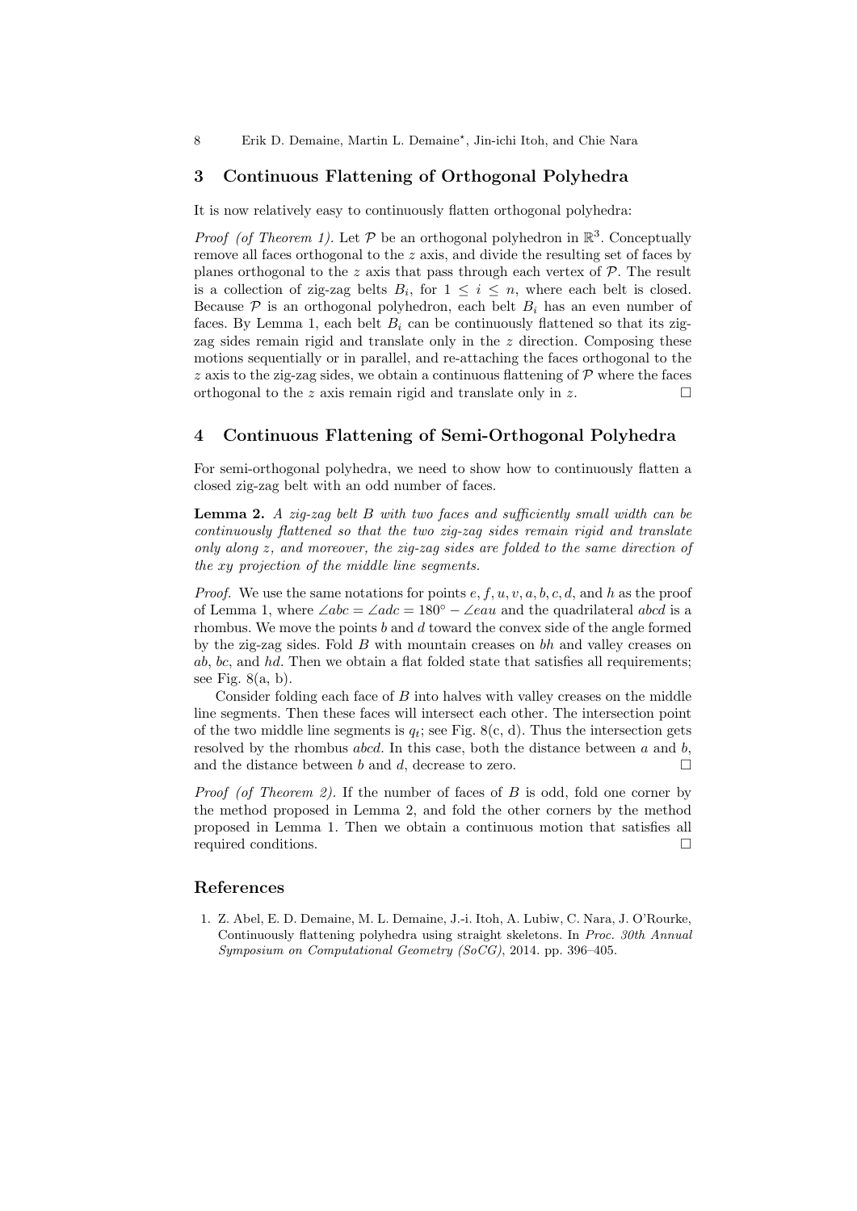## 3 Continuous Flattening of Orthogonal Polyhedra

It is now relatively easy to continuously flatten orthogonal polyhedra:

*Proof (of Theorem 1).* Let $\mathcal{P}$ be an orthogonal polyhedron in $\mathbb{R}^3$. Conceptually remove all faces orthogonal to the $z$ axis, and divide the resulting set of faces by planes orthogonal to the $z$ axis that pass through each vertex of $\mathcal{P}$. The result is a collection of zig-zag belts $B_i$, for $1 \leq i \leq n$, where each belt is closed. Because $\mathcal{P}$ is an orthogonal polyhedron, each belt $B_i$ has an even number of faces. By Lemma 1, each belt $B_i$ can be continuously flattened so that its zig-zag sides remain rigid and translate only in the $z$ direction. Composing these motions sequentially or in parallel, and re-attaching the faces orthogonal to the $z$ axis to the zig-zag sides, we obtain a continuous flattening of $\mathcal{P}$ where the faces orthogonal to the $z$ axis remain rigid and translate only in $z$. □

## 4 Continuous Flattening of Semi-Orthogonal Polyhedra

For semi-orthogonal polyhedra, we need to show how to continuously flatten a closed zig-zag belt with an odd number of faces.

**Lemma 2.** *A zig-zag belt $B$ with two faces and sufficiently small width can be continuously flattened so that the two zig-zag sides remain rigid and translate only along $z$, and moreover, the zig-zag sides are folded to the same direction of the $xy$ projection of the middle line segments.*

*Proof.* We use the same notations for points $e, f, u, v, a, b, c, d$, and $h$ as the proof of Lemma 1, where $\angle abc = \angle adc = 180^\circ - \angle eau$ and the quadrilateral $abcd$ is a rhombus. We move the points $b$ and $d$ toward the convex side of the angle formed by the zig-zag sides. Fold $B$ with mountain creases on $bh$ and valley creases on $ab$, $bc$, and $hd$. Then we obtain a flat folded state that satisfies all requirements; see Fig. 8(a, b).

Consider folding each face of $B$ into halves with valley creases on the middle line segments. Then these faces will intersect each other. The intersection point of the two middle line segments is $q_t$; see Fig. 8(c, d). Thus the intersection gets resolved by the rhombus $abcd$. In this case, both the distance between $a$ and $b$, and the distance between $b$ and $d$, decrease to zero. □

*Proof (of Theorem 2).* If the number of faces of $B$ is odd, fold one corner by the method proposed in Lemma 2, and fold the other corners by the method proposed in Lemma 1. Then we obtain a continuous motion that satisfies all required conditions. □

## References

1. Z. Abel, E. D. Demaine, M. L. Demaine, J.-i. Itoh, A. Lubiw, C. Nara, J. O'Rourke, Continuously flattening polyhedra using straight skeletons. In *Proc. 30th Annual Symposium on Computational Geometry (SoCG)*, 2014. pp. 396–405.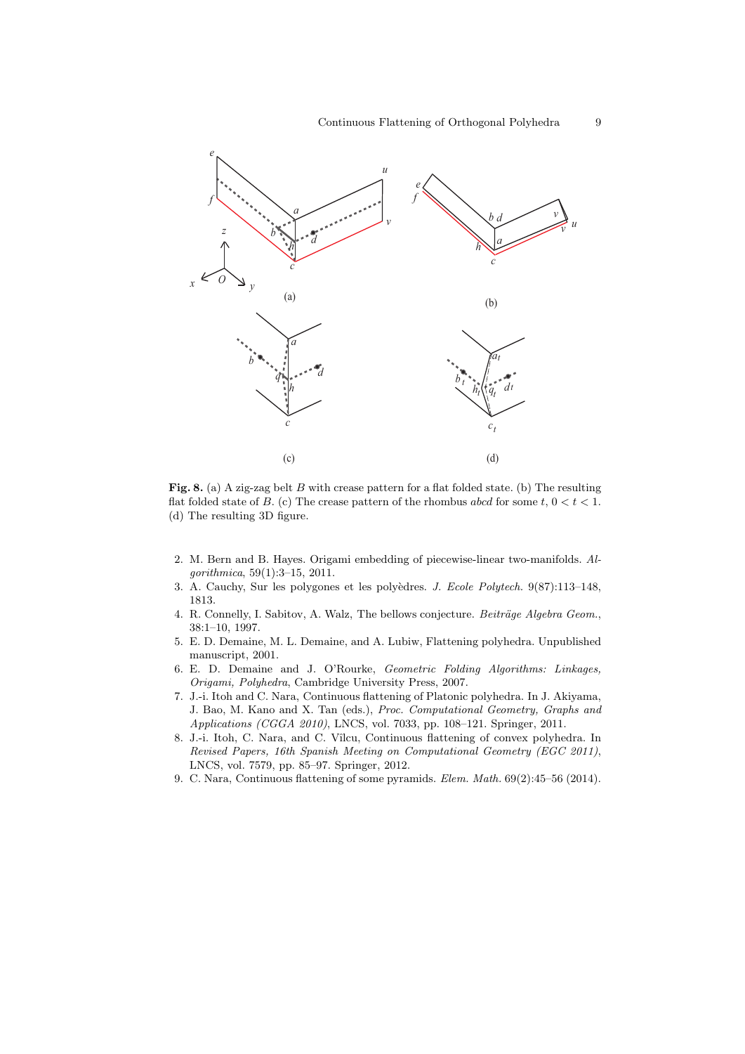**Fig. 8.** (a) A zig-zag belt $B$ with crease pattern for a flat folded state. (b) The resulting flat folded state of $B$. (c) The crease pattern of the rhombus *abcd* for some $t$, $0 < t < 1$. (d) The resulting 3D figure.

2. M. Bern and B. Hayes. Origami embedding of piecewise-linear two-manifolds. *Algorithmica*, 59(1):3–15, 2011.
3. A. Cauchy, Sur les polygones et les polyèdres. *J. Ecole Polytech.* 9(87):113–148, 1813.
4. R. Connelly, I. Sabitov, A. Walz, The bellows conjecture. *Beiträge Algebra Geom.*, 38:1–10, 1997.
5. E. D. Demaine, M. L. Demaine, and A. Lubiw, Flattening polyhedra. Unpublished manuscript, 2001.
6. E. D. Demaine and J. O'Rourke, *Geometric Folding Algorithms: Linkages, Origami, Polyhedra*, Cambridge University Press, 2007.
7. J.-i. Itoh and C. Nara, Continuous flattening of Platonic polyhedra. In J. Akiyama, J. Bao, M. Kano and X. Tan (eds.), *Proc. Computational Geometry, Graphs and Applications (CGGA 2010)*, LNCS, vol. 7033, pp. 108–121. Springer, 2011.
8. J.-i. Itoh, C. Nara, and C. Vîlcu, Continuous flattening of convex polyhedra. In *Revised Papers, 16th Spanish Meeting on Computational Geometry (EGC 2011)*, LNCS, vol. 7579, pp. 85–97. Springer, 2012.
9. C. Nara, Continuous flattening of some pyramids. *Elem. Math.* 69(2):45–56 (2014).